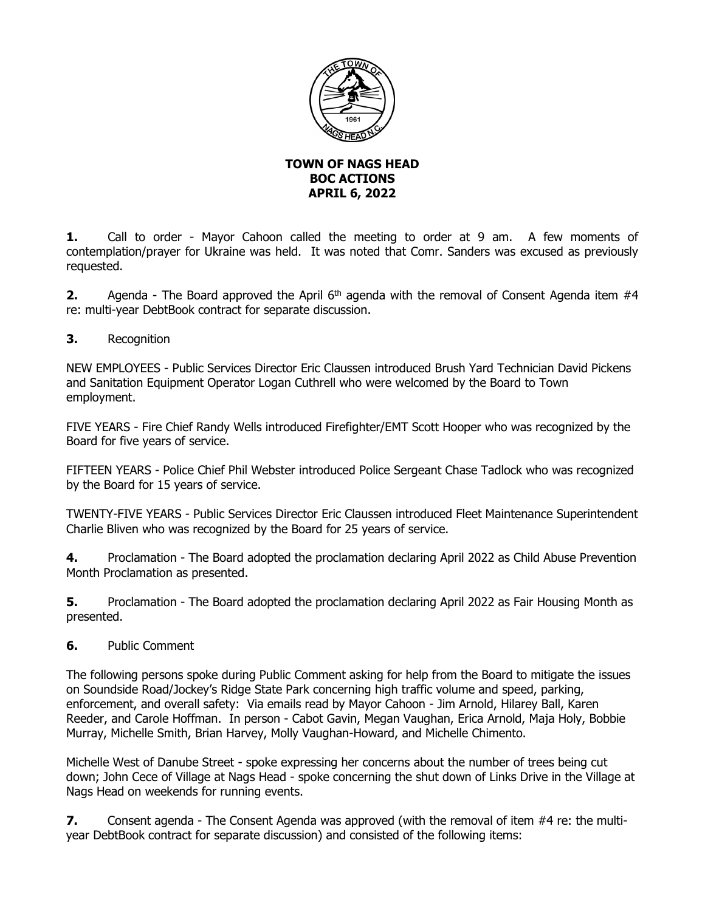# TOWN OF NAGS HEAD
## BOC ACTIONS
## APRIL 6, 2022

**1.** Call to order - Mayor Cahoon called the meeting to order at 9 am. A few moments of contemplation/prayer for Ukraine was held. It was noted that Comr. Sanders was excused as previously requested.

**2.** Agenda - The Board approved the April 6th agenda with the removal of Consent Agenda item #4 re: multi-year DebtBook contract for separate discussion.

**3.** Recognition

NEW EMPLOYEES - Public Services Director Eric Claussen introduced Brush Yard Technician David Pickens and Sanitation Equipment Operator Logan Cuthrell who were welcomed by the Board to Town employment.

FIVE YEARS - Fire Chief Randy Wells introduced Firefighter/EMT Scott Hooper who was recognized by the Board for five years of service.

FIFTEEN YEARS - Police Chief Phil Webster introduced Police Sergeant Chase Tadlock who was recognized by the Board for 15 years of service.

TWENTY-FIVE YEARS - Public Services Director Eric Claussen introduced Fleet Maintenance Superintendent Charlie Bliven who was recognized by the Board for 25 years of service.

**4.** Proclamation - The Board adopted the proclamation declaring April 2022 as Child Abuse Prevention Month Proclamation as presented.

**5.** Proclamation - The Board adopted the proclamation declaring April 2022 as Fair Housing Month as presented.

**6.** Public Comment

The following persons spoke during Public Comment asking for help from the Board to mitigate the issues on Soundside Road/Jockey's Ridge State Park concerning high traffic volume and speed, parking, enforcement, and overall safety: Via emails read by Mayor Cahoon - Jim Arnold, Hilarey Ball, Karen Reeder, and Carole Hoffman. In person - Cabot Gavin, Megan Vaughan, Erica Arnold, Maja Holy, Bobbie Murray, Michelle Smith, Brian Harvey, Molly Vaughan-Howard, and Michelle Chimento.

Michelle West of Danube Street - spoke expressing her concerns about the number of trees being cut down; John Cece of Village at Nags Head - spoke concerning the shut down of Links Drive in the Village at Nags Head on weekends for running events.

**7.** Consent agenda - The Consent Agenda was approved (with the removal of item #4 re: the multi-year DebtBook contract for separate discussion) and consisted of the following items: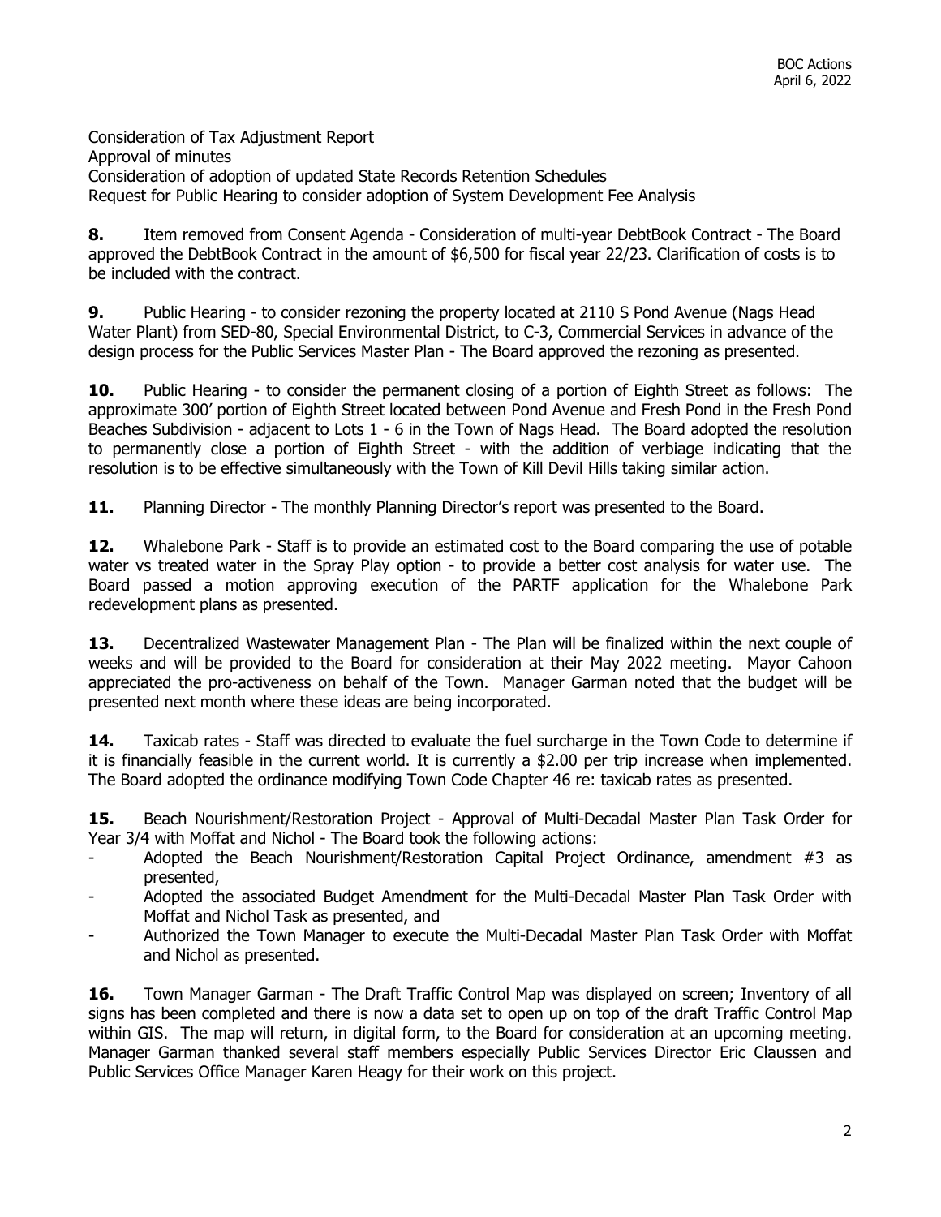Consideration of Tax Adjustment Report
Approval of minutes
Consideration of adoption of updated State Records Retention Schedules
Request for Public Hearing to consider adoption of System Development Fee Analysis

**8.** Item removed from Consent Agenda - Consideration of multi-year DebtBook Contract - The Board approved the DebtBook Contract in the amount of $6,500 for fiscal year 22/23. Clarification of costs is to be included with the contract.

**9.** Public Hearing - to consider rezoning the property located at 2110 S Pond Avenue (Nags Head Water Plant) from SED-80, Special Environmental District, to C-3, Commercial Services in advance of the design process for the Public Services Master Plan - The Board approved the rezoning as presented.

**10.** Public Hearing - to consider the permanent closing of a portion of Eighth Street as follows: The approximate 300' portion of Eighth Street located between Pond Avenue and Fresh Pond in the Fresh Pond Beaches Subdivision - adjacent to Lots 1 - 6 in the Town of Nags Head. The Board adopted the resolution to permanently close a portion of Eighth Street - with the addition of verbiage indicating that the resolution is to be effective simultaneously with the Town of Kill Devil Hills taking similar action.

**11.** Planning Director - The monthly Planning Director's report was presented to the Board.

**12.** Whalebone Park - Staff is to provide an estimated cost to the Board comparing the use of potable water vs treated water in the Spray Play option - to provide a better cost analysis for water use. The Board passed a motion approving execution of the PARTF application for the Whalebone Park redevelopment plans as presented.

**13.** Decentralized Wastewater Management Plan - The Plan will be finalized within the next couple of weeks and will be provided to the Board for consideration at their May 2022 meeting. Mayor Cahoon appreciated the pro-activeness on behalf of the Town. Manager Garman noted that the budget will be presented next month where these ideas are being incorporated.

**14.** Taxicab rates - Staff was directed to evaluate the fuel surcharge in the Town Code to determine if it is financially feasible in the current world. It is currently a $2.00 per trip increase when implemented. The Board adopted the ordinance modifying Town Code Chapter 46 re: taxicab rates as presented.

**15.** Beach Nourishment/Restoration Project - Approval of Multi-Decadal Master Plan Task Order for Year 3/4 with Moffat and Nichol - The Board took the following actions:

- Adopted the Beach Nourishment/Restoration Capital Project Ordinance, amendment #3 as presented,
- Adopted the associated Budget Amendment for the Multi-Decadal Master Plan Task Order with Moffat and Nichol Task as presented, and
- Authorized the Town Manager to execute the Multi-Decadal Master Plan Task Order with Moffat and Nichol as presented.

**16.** Town Manager Garman - The Draft Traffic Control Map was displayed on screen; Inventory of all signs has been completed and there is now a data set to open up on top of the draft Traffic Control Map within GIS. The map will return, in digital form, to the Board for consideration at an upcoming meeting. Manager Garman thanked several staff members especially Public Services Director Eric Claussen and Public Services Office Manager Karen Heagy for their work on this project.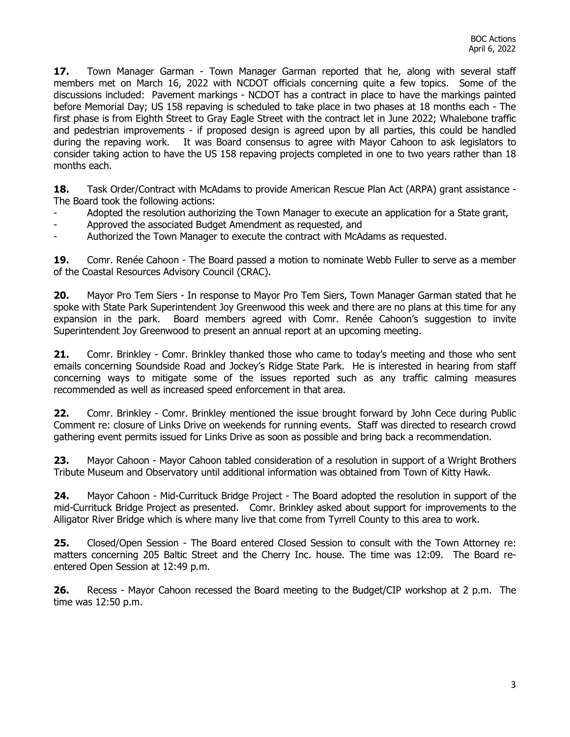**17.** Town Manager Garman - Town Manager Garman reported that he, along with several staff members met on March 16, 2022 with NCDOT officials concerning quite a few topics. Some of the discussions included: Pavement markings - NCDOT has a contract in place to have the markings painted before Memorial Day; US 158 repaving is scheduled to take place in two phases at 18 months each - The first phase is from Eighth Street to Gray Eagle Street with the contract let in June 2022; Whalebone traffic and pedestrian improvements - if proposed design is agreed upon by all parties, this could be handled during the repaving work. It was Board consensus to agree with Mayor Cahoon to ask legislators to consider taking action to have the US 158 repaving projects completed in one to two years rather than 18 months each.

**18.** Task Order/Contract with McAdams to provide American Rescue Plan Act (ARPA) grant assistance - The Board took the following actions:

- Adopted the resolution authorizing the Town Manager to execute an application for a State grant,
- Approved the associated Budget Amendment as requested, and
- Authorized the Town Manager to execute the contract with McAdams as requested.

**19.** Comr. Renée Cahoon - The Board passed a motion to nominate Webb Fuller to serve as a member of the Coastal Resources Advisory Council (CRAC).

**20.** Mayor Pro Tem Siers - In response to Mayor Pro Tem Siers, Town Manager Garman stated that he spoke with State Park Superintendent Joy Greenwood this week and there are no plans at this time for any expansion in the park. Board members agreed with Comr. Renée Cahoon's suggestion to invite Superintendent Joy Greenwood to present an annual report at an upcoming meeting.

**21.** Comr. Brinkley - Comr. Brinkley thanked those who came to today's meeting and those who sent emails concerning Soundside Road and Jockey's Ridge State Park. He is interested in hearing from staff concerning ways to mitigate some of the issues reported such as any traffic calming measures recommended as well as increased speed enforcement in that area.

**22.** Comr. Brinkley - Comr. Brinkley mentioned the issue brought forward by John Cece during Public Comment re: closure of Links Drive on weekends for running events. Staff was directed to research crowd gathering event permits issued for Links Drive as soon as possible and bring back a recommendation.

**23.** Mayor Cahoon - Mayor Cahoon tabled consideration of a resolution in support of a Wright Brothers Tribute Museum and Observatory until additional information was obtained from Town of Kitty Hawk.

**24.** Mayor Cahoon - Mid-Currituck Bridge Project - The Board adopted the resolution in support of the mid-Currituck Bridge Project as presented. Comr. Brinkley asked about support for improvements to the Alligator River Bridge which is where many live that come from Tyrrell County to this area to work.

**25.** Closed/Open Session - The Board entered Closed Session to consult with the Town Attorney re: matters concerning 205 Baltic Street and the Cherry Inc. house. The time was 12:09. The Board re-entered Open Session at 12:49 p.m.

**26.** Recess - Mayor Cahoon recessed the Board meeting to the Budget/CIP workshop at 2 p.m. The time was 12:50 p.m.